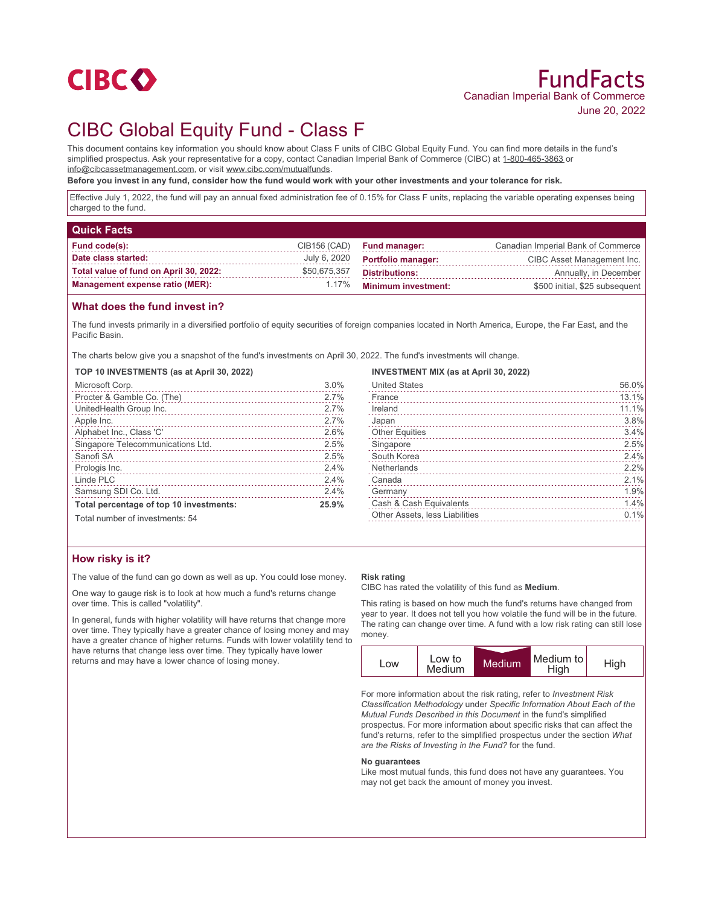CIBC

# FundFacts

Canadian Imperial Bank of Commerce
June 20, 2022

# CIBC Global Equity Fund - Class F

This document contains key information you should know about Class F units of CIBC Global Equity Fund. You can find more details in the fund's simplified prospectus. Ask your representative for a copy, contact Canadian Imperial Bank of Commerce (CIBC) at 1-800-465-3863 or info@cibcassetmanagement.com, or visit www.cibc.com/mutualfunds.

**Before you invest in any fund, consider how the fund would work with your other investments and your tolerance for risk.**

Effective July 1, 2022, the fund will pay an annual fixed administration fee of 0.15% for Class F units, replacing the variable operating expenses being charged to the fund.

## Quick Facts

| | | | |
|---|---|---|---|
| **Fund code(s):** | CIB156 (CAD) | **Fund manager:** | Canadian Imperial Bank of Commerce |
| **Date class started:** | July 6, 2020 | **Portfolio manager:** | CIBC Asset Management Inc. |
| **Total value of fund on April 30, 2022:** | $50,675,357 | **Distributions:** | Annually, in December |
| **Management expense ratio (MER):** | 1.17% | **Minimum investment:** | $500 initial, $25 subsequent |

## What does the fund invest in?

The fund invests primarily in a diversified portfolio of equity securities of foreign companies located in North America, Europe, the Far East, and the Pacific Basin.

The charts below give you a snapshot of the fund's investments on April 30, 2022. The fund's investments will change.

**TOP 10 INVESTMENTS (as at April 30, 2022)**

| | |
|---|---|
| Microsoft Corp. | 3.0% |
| Procter & Gamble Co. (The) | 2.7% |
| UnitedHealth Group Inc. | 2.7% |
| Apple Inc. | 2.7% |
| Alphabet Inc., Class 'C' | 2.6% |
| Singapore Telecommunications Ltd. | 2.5% |
| Sanofi SA | 2.5% |
| Prologis Inc. | 2.4% |
| Linde PLC | 2.4% |
| Samsung SDI Co. Ltd. | 2.4% |
| **Total percentage of top 10 investments:** | **25.9%** |

Total number of investments: 54

**INVESTMENT MIX (as at April 30, 2022)**

| | |
|---|---|
| United States | 56.0% |
| France | 13.1% |
| Ireland | 11.1% |
| Japan | 3.8% |
| Other Equities | 3.4% |
| Singapore | 2.5% |
| South Korea | 2.4% |
| Netherlands | 2.2% |
| Canada | 2.1% |
| Germany | 1.9% |
| Cash & Cash Equivalents | 1.4% |
| Other Assets, less Liabilities | 0.1% |

## How risky is it?

The value of the fund can go down as well as up. You could lose money.

One way to gauge risk is to look at how much a fund's returns change over time. This is called "volatility".

In general, funds with higher volatility will have returns that change more over time. They typically have a greater chance of losing money and may have a greater chance of higher returns. Funds with lower volatility tend to have returns that change less over time. They typically have lower returns and may have a lower chance of losing money.

**Risk rating**

CIBC has rated the volatility of this fund as **Medium**.

This rating is based on how much the fund's returns have changed from year to year. It does not tell you how volatile the fund will be in the future. The rating can change over time. A fund with a low risk rating can still lose money.

| Low | Low to Medium | **Medium** | Medium to High | High |
|---|---|---|---|---|

For more information about the risk rating, refer to *Investment Risk Classification Methodology* under *Specific Information About Each of the Mutual Funds Described in this Document* in the fund's simplified prospectus. For more information about specific risks that can affect the fund's returns, refer to the simplified prospectus under the section *What are the Risks of Investing in the Fund?* for the fund.

**No guarantees**

Like most mutual funds, this fund does not have any guarantees. You may not get back the amount of money you invest.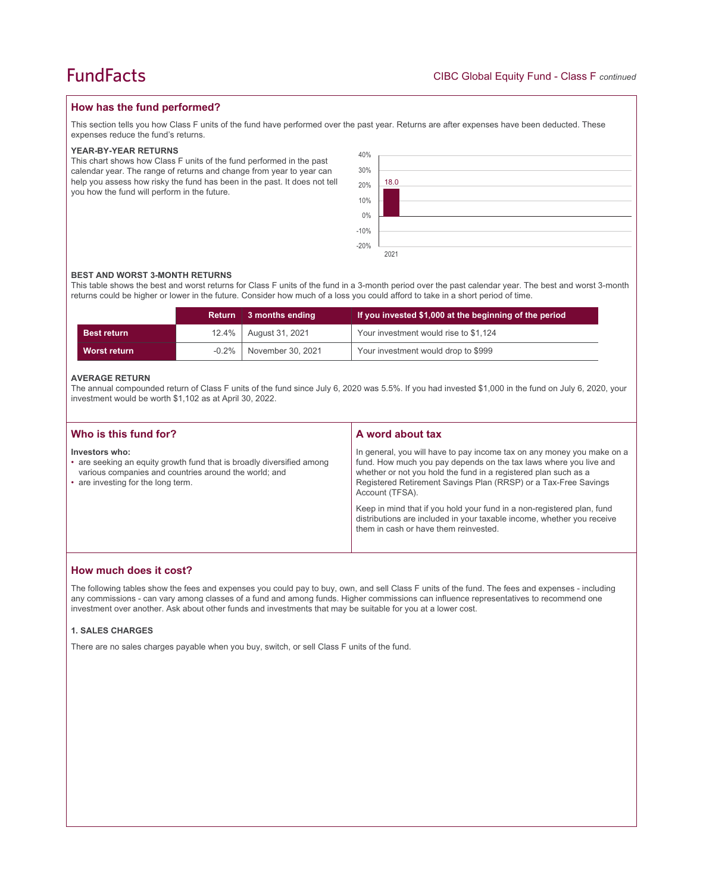## How has the fund performed?

This section tells you how Class F units of the fund have performed over the past year. Returns are after expenses have been deducted. These expenses reduce the fund's returns.

### YEAR-BY-YEAR RETURNS

This chart shows how Class F units of the fund performed in the past calendar year. The range of returns and change from year to year can help you assess how risky the fund has been in the past. It does not tell you how the fund will perform in the future.

| Year | Return (%) |
|---|---|
| 2021 | 18.0 |

### BEST AND WORST 3-MONTH RETURNS

This table shows the best and worst returns for Class F units of the fund in a 3-month period over the past calendar year. The best and worst 3-month returns could be higher or lower in the future. Consider how much of a loss you could afford to take in a short period of time.

| | Return | 3 months ending | If you invested $1,000 at the beginning of the period |
|---|---|---|---|
| **Best return** | 12.4% | August 31, 2021 | Your investment would rise to $1,124 |
| **Worst return** | -0.2% | November 30, 2021 | Your investment would drop to $999 |

### AVERAGE RETURN

The annual compounded return of Class F units of the fund since July 6, 2020 was 5.5%. If you had invested $1,000 in the fund on July 6, 2020, your investment would be worth $1,102 as at April 30, 2022.

## Who is this fund for?

**Investors who:**

- are seeking an equity growth fund that is broadly diversified among various companies and countries around the world; and
- are investing for the long term.

## A word about tax

In general, you will have to pay income tax on any money you make on a fund. How much you pay depends on the tax laws where you live and whether or not you hold the fund in a registered plan such as a Registered Retirement Savings Plan (RRSP) or a Tax-Free Savings Account (TFSA).

Keep in mind that if you hold your fund in a non-registered plan, fund distributions are included in your taxable income, whether you receive them in cash or have them reinvested.

## How much does it cost?

The following tables show the fees and expenses you could pay to buy, own, and sell Class F units of the fund. The fees and expenses - including any commissions - can vary among classes of a fund and among funds. Higher commissions can influence representatives to recommend one investment over another. Ask about other funds and investments that may be suitable for you at a lower cost.

### 1. SALES CHARGES

There are no sales charges payable when you buy, switch, or sell Class F units of the fund.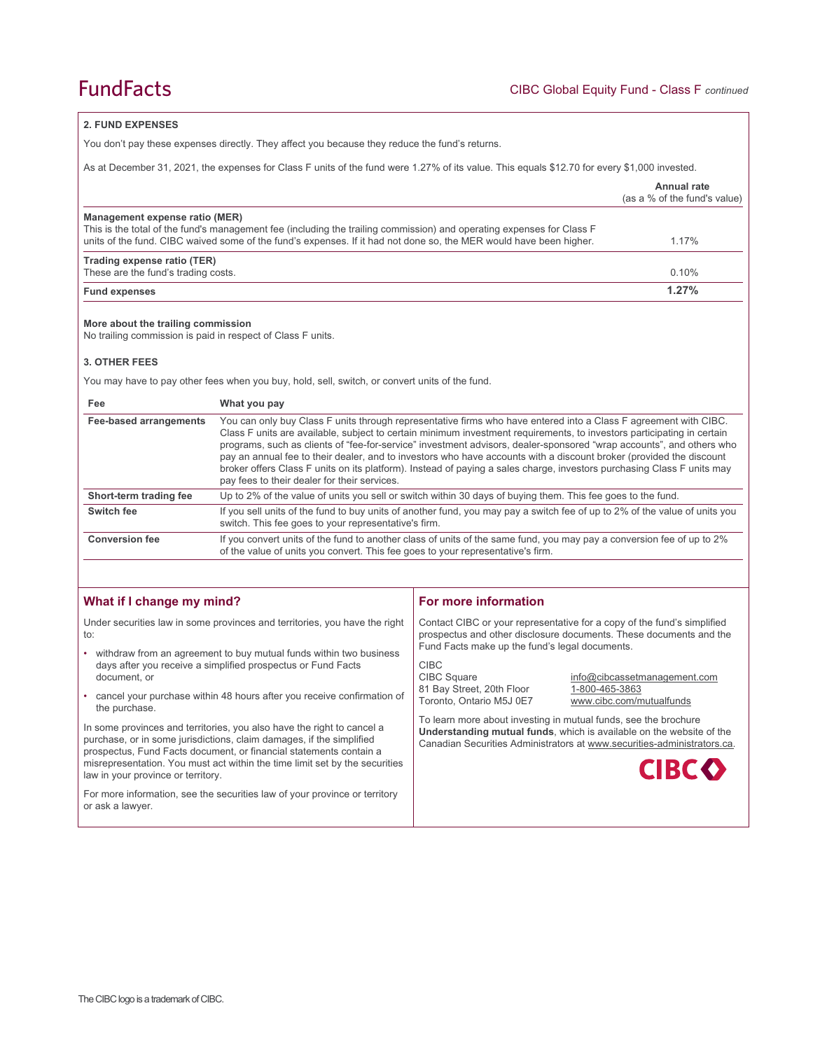## 2. FUND EXPENSES

You don't pay these expenses directly. They affect you because they reduce the fund's returns.

As at December 31, 2021, the expenses for Class F units of the fund were 1.27% of its value. This equals $12.70 for every $1,000 invested.

| | Annual rate (as a % of the fund's value) |
|---|---|
| **Management expense ratio (MER)**<br>This is the total of the fund's management fee (including the trailing commission) and operating expenses for Class F units of the fund. CIBC waived some of the fund's expenses. If it had not done so, the MER would have been higher. | 1.17% |
| **Trading expense ratio (TER)**<br>These are the fund's trading costs. | 0.10% |
| **Fund expenses** | **1.27%** |

**More about the trailing commission**
No trailing commission is paid in respect of Class F units.

## 3. OTHER FEES

You may have to pay other fees when you buy, hold, sell, switch, or convert units of the fund.

| Fee | What you pay |
|---|---|
| **Fee-based arrangements** | You can only buy Class F units through representative firms who have entered into a Class F agreement with CIBC. Class F units are available, subject to certain minimum investment requirements, to investors participating in certain programs, such as clients of "fee-for-service" investment advisors, dealer-sponsored "wrap accounts", and others who pay an annual fee to their dealer, and to investors who have accounts with a discount broker (provided the discount broker offers Class F units on its platform). Instead of paying a sales charge, investors purchasing Class F units may pay fees to their dealer for their services. |
| **Short-term trading fee** | Up to 2% of the value of units you sell or switch within 30 days of buying them. This fee goes to the fund. |
| **Switch fee** | If you sell units of the fund to buy units of another fund, you may pay a switch fee of up to 2% of the value of units you switch. This fee goes to your representative's firm. |
| **Conversion fee** | If you convert units of the fund to another class of units of the same fund, you may pay a conversion fee of up to 2% of the value of units you convert. This fee goes to your representative's firm. |

## What if I change my mind?

Under securities law in some provinces and territories, you have the right to:

- withdraw from an agreement to buy mutual funds within two business days after you receive a simplified prospectus or Fund Facts document, or
- cancel your purchase within 48 hours after you receive confirmation of the purchase.

In some provinces and territories, you also have the right to cancel a purchase, or in some jurisdictions, claim damages, if the simplified prospectus, Fund Facts document, or financial statements contain a misrepresentation. You must act within the time limit set by the securities law in your province or territory.

For more information, see the securities law of your province or territory or ask a lawyer.

## For more information

Contact CIBC or your representative for a copy of the fund's simplified prospectus and other disclosure documents. These documents and the Fund Facts make up the fund's legal documents.

CIBC
CIBC Square
81 Bay Street, 20th Floor
Toronto, Ontario M5J 0E7

info@cibcassetmanagement.com
1-800-465-3863
www.cibc.com/mutualfunds

To learn more about investing in mutual funds, see the brochure **Understanding mutual funds**, which is available on the website of the Canadian Securities Administrators at www.securities-administrators.ca.

The CIBC logo is a trademark of CIBC.